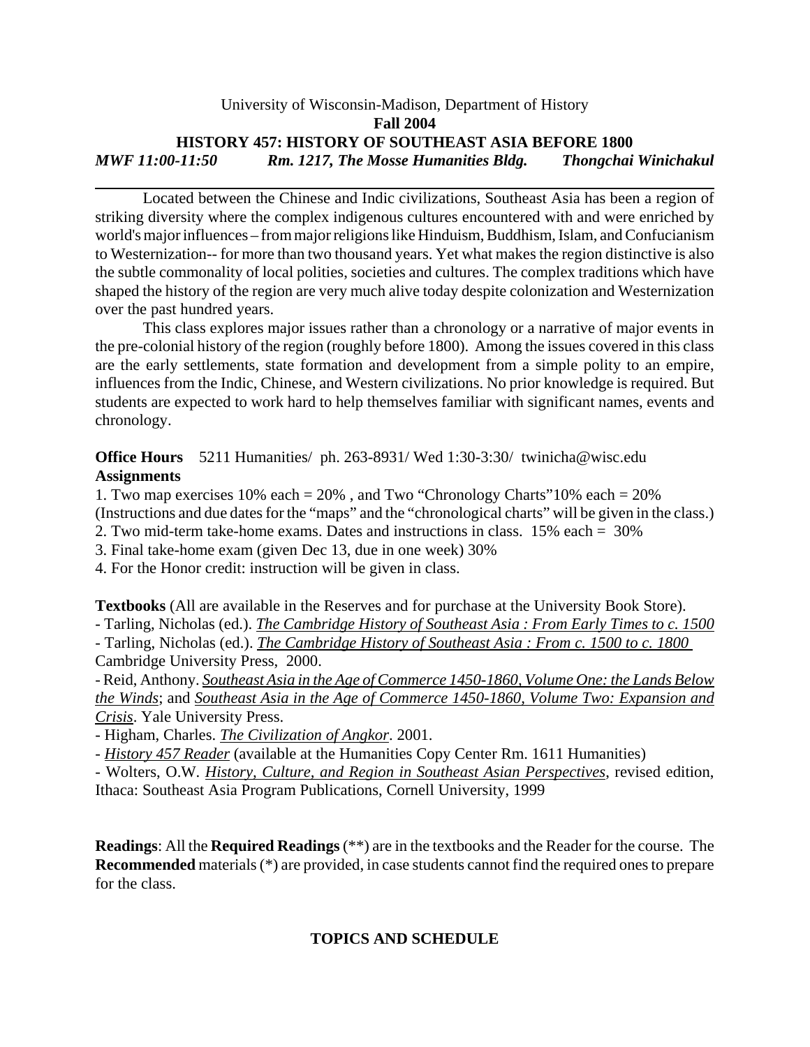University of Wisconsin-Madison, Department of History

**Fall 2004**

**HISTORY 457: HISTORY OF SOUTHEAST ASIA BEFORE 1800**

***MWF 11:00-11:50 Rm. 1217, The Mosse Humanities Bldg. Thongchai Winichakul***

---

Located between the Chinese and Indic civilizations, Southeast Asia has been a region of striking diversity where the complex indigenous cultures encountered with and were enriched by world's major influences – from major religions like Hinduism, Buddhism, Islam, and Confucianism to Westernization-- for more than two thousand years. Yet what makes the region distinctive is also the subtle commonality of local polities, societies and cultures. The complex traditions which have shaped the history of the region are very much alive today despite colonization and Westernization over the past hundred years.

This class explores major issues rather than a chronology or a narrative of major events in the pre-colonial history of the region (roughly before 1800). Among the issues covered in this class are the early settlements, state formation and development from a simple polity to an empire, influences from the Indic, Chinese, and Western civilizations. No prior knowledge is required. But students are expected to work hard to help themselves familiar with significant names, events and chronology.

**Office Hours** 5211 Humanities/ ph. 263-8931/ Wed 1:30-3:30/ twinicha@wisc.edu

**Assignments**

1. Two map exercises 10% each = 20% , and Two "Chronology Charts"10% each = 20% (Instructions and due dates for the "maps" and the "chronological charts" will be given in the class.)
2. Two mid-term take-home exams. Dates and instructions in class. 15% each = 30%
3. Final take-home exam (given Dec 13, due in one week) 30%
4. For the Honor credit: instruction will be given in class.

**Textbooks** (All are available in the Reserves and for purchase at the University Book Store).

- Tarling, Nicholas (ed.). ***The Cambridge History of Southeast Asia : From Early Times to c. 1500***
- Tarling, Nicholas (ed.). ***The Cambridge History of Southeast Asia : From c. 1500 to c. 1800*** Cambridge University Press, 2000.
- Reid, Anthony. *Southeast Asia in the Age of Commerce 1450-1860, Volume One: the Lands Below the Winds*; and *Southeast Asia in the Age of Commerce 1450-1860, Volume Two: Expansion and Crisis*. Yale University Press.
- Higham, Charles. *The Civilization of Angkor*. 2001.
- *History 457 Reader* (available at the Humanities Copy Center Rm. 1611 Humanities)
- Wolters, O.W. *History, Culture, and Region in Southeast Asian Perspectives*, revised edition, Ithaca: Southeast Asia Program Publications, Cornell University, 1999

**Readings**: All the **Required Readings** (**) are in the textbooks and the Reader for the course. The **Recommended** materials (*) are provided, in case students cannot find the required ones to prepare for the class.

## TOPICS AND SCHEDULE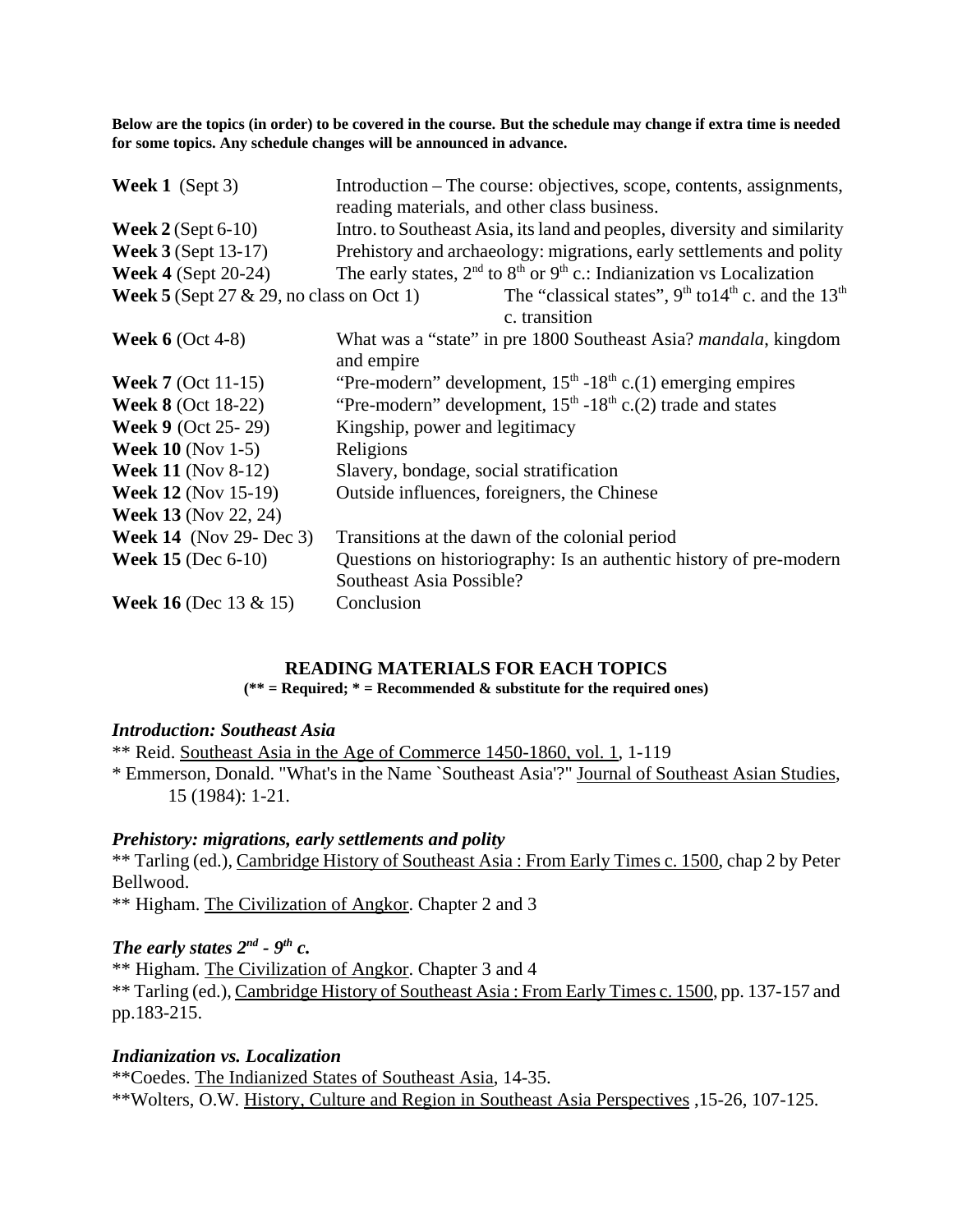**Below are the topics (in order) to be covered in the course. But the schedule may change if extra time is needed for some topics. Any schedule changes will be announced in advance.**

| | |
|---|---|
| **Week 1** (Sept 3) | Introduction – The course: objectives, scope, contents, assignments, reading materials, and other class business. |
| **Week 2** (Sept 6-10) | Intro. to Southeast Asia, its land and peoples, diversity and similarity |
| **Week 3** (Sept 13-17) | Prehistory and archaeology: migrations, early settlements and polity |
| **Week 4** (Sept 20-24) | The early states, 2nd to 8th or 9th c.: Indianization vs Localization |
| **Week 5** (Sept 27 & 29, no class on Oct 1) | The "classical states", 9th to14th c. and the 13th c. transition |
| **Week 6** (Oct 4-8) | What was a "state" in pre 1800 Southeast Asia? *mandala*, kingdom and empire |
| **Week 7** (Oct 11-15) | "Pre-modern" development, 15th -18th c.(1) emerging empires |
| **Week 8** (Oct 18-22) | "Pre-modern" development, 15th -18th c.(2) trade and states |
| **Week 9** (Oct 25- 29) | Kingship, power and legitimacy |
| **Week 10** (Nov 1-5) | Religions |
| **Week 11** (Nov 8-12) | Slavery, bondage, social stratification |
| **Week 12** (Nov 15-19) | Outside influences, foreigners, the Chinese |
| **Week 13** (Nov 22, 24) | |
| **Week 14** (Nov 29- Dec 3) | Transitions at the dawn of the colonial period |
| **Week 15** (Dec 6-10) | Questions on historiography: Is an authentic history of pre-modern Southeast Asia Possible? |
| **Week 16** (Dec 13 & 15) | Conclusion |

## READING MATERIALS FOR EACH TOPICS

**(** = Required; * = Recommended & substitute for the required ones)**

### *Introduction: Southeast Asia*

** Reid. Southeast Asia in the Age of Commerce 1450-1860, vol. 1, 1-119

* Emmerson, Donald. "What's in the Name `Southeast Asia'?" Journal of Southeast Asian Studies, 15 (1984): 1-21.

### *Prehistory: migrations, early settlements and polity*

** Tarling (ed.), Cambridge History of Southeast Asia : From Early Times c. 1500, chap 2 by Peter Bellwood.

** Higham. The Civilization of Angkor. Chapter 2 and 3

### *The early states 2nd - 9th c.*

** Higham. The Civilization of Angkor. Chapter 3 and 4

** Tarling (ed.), Cambridge History of Southeast Asia : From Early Times c. 1500, pp. 137-157 and pp.183-215.

### *Indianization vs. Localization*

**Coedes. The Indianized States of Southeast Asia, 14-35.

**Wolters, O.W. History, Culture and Region in Southeast Asia Perspectives ,15-26, 107-125.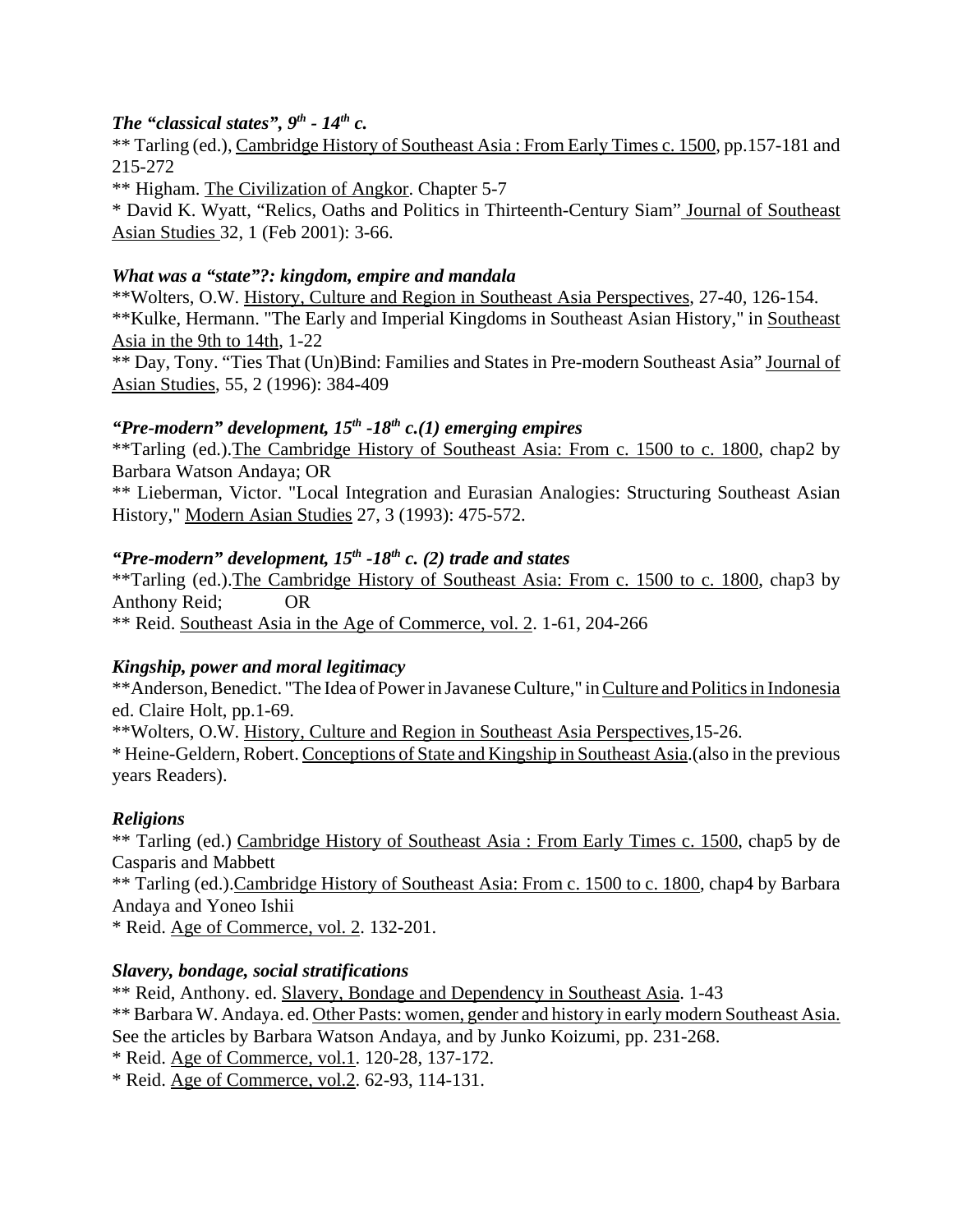***The "classical states", 9th - 14th c.***

** Tarling (ed.), Cambridge History of Southeast Asia : From Early Times c. 1500, pp.157-181 and 215-272

** Higham. The Civilization of Angkor. Chapter 5-7

* David K. Wyatt, "Relics, Oaths and Politics in Thirteenth-Century Siam" Journal of Southeast Asian Studies 32, 1 (Feb 2001): 3-66.

***What was a "state"?: kingdom, empire and mandala***

**Wolters, O.W. History, Culture and Region in Southeast Asia Perspectives, 27-40, 126-154.

**Kulke, Hermann. "The Early and Imperial Kingdoms in Southeast Asian History," in Southeast Asia in the 9th to 14th, 1-22

** Day, Tony. "Ties That (Un)Bind: Families and States in Pre-modern Southeast Asia" Journal of Asian Studies, 55, 2 (1996): 384-409

***"Pre-modern" development, 15th -18th c.(1) emerging empires***

**Tarling (ed.).The Cambridge History of Southeast Asia: From c. 1500 to c. 1800, chap2 by Barbara Watson Andaya; OR

** Lieberman, Victor. "Local Integration and Eurasian Analogies: Structuring Southeast Asian History," Modern Asian Studies 27, 3 (1993): 475-572.

***"Pre-modern" development, 15th -18th c. (2) trade and states***

**Tarling (ed.).The Cambridge History of Southeast Asia: From c. 1500 to c. 1800, chap3 by Anthony Reid; OR

** Reid. Southeast Asia in the Age of Commerce, vol. 2. 1-61, 204-266

***Kingship, power and moral legitimacy***

**Anderson, Benedict. "The Idea of Power in Javanese Culture," in Culture and Politics in Indonesia ed. Claire Holt, pp.1-69.

**Wolters, O.W. History, Culture and Region in Southeast Asia Perspectives,15-26.

* Heine-Geldern, Robert. Conceptions of State and Kingship in Southeast Asia.(also in the previous years Readers).

***Religions***

** Tarling (ed.) Cambridge History of Southeast Asia : From Early Times c. 1500, chap5 by de Casparis and Mabbett

** Tarling (ed.).Cambridge History of Southeast Asia: From c. 1500 to c. 1800, chap4 by Barbara Andaya and Yoneo Ishii

* Reid. Age of Commerce, vol. 2. 132-201.

***Slavery, bondage, social stratifications***

** Reid, Anthony. ed. Slavery, Bondage and Dependency in Southeast Asia. 1-43

** Barbara W. Andaya. ed. Other Pasts: women, gender and history in early modern Southeast Asia. See the articles by Barbara Watson Andaya, and by Junko Koizumi, pp. 231-268.

* Reid. Age of Commerce, vol.1. 120-28, 137-172.

* Reid. Age of Commerce, vol.2. 62-93, 114-131.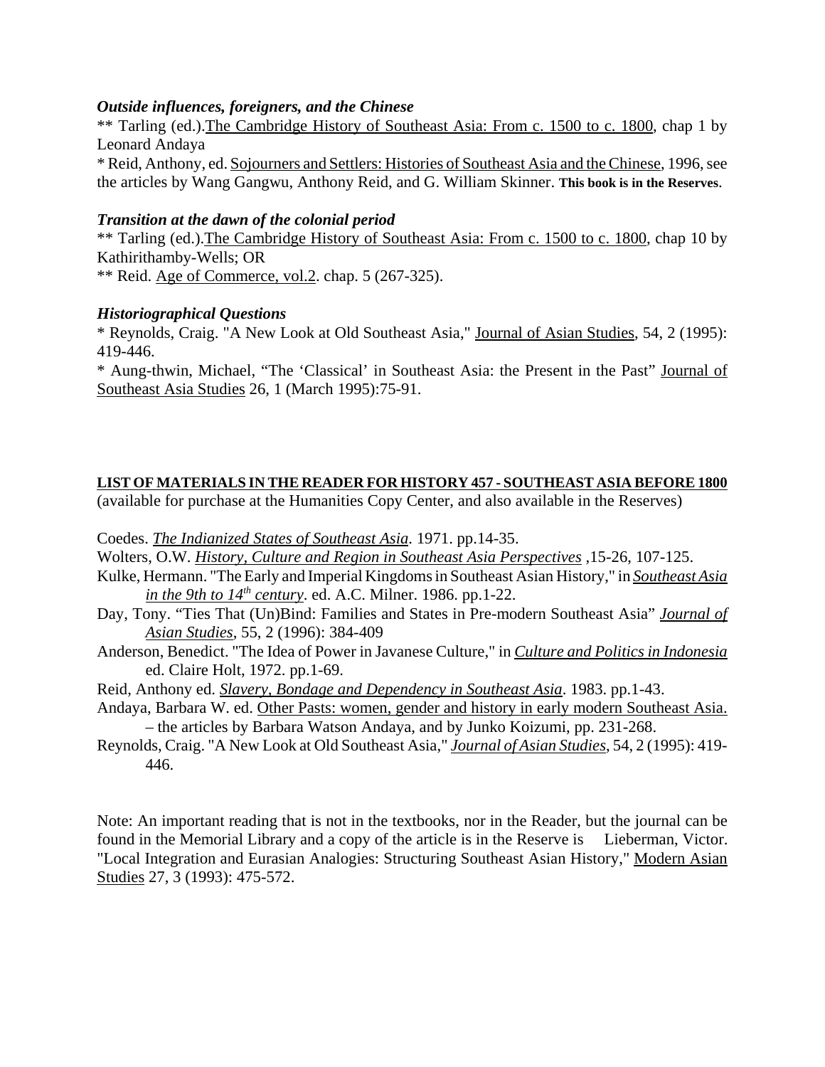### *Outside influences, foreigners, and the Chinese*

** Tarling (ed.).<u>The Cambridge History of Southeast Asia: From c. 1500 to c. 1800</u>, chap 1 by Leonard Andaya

* Reid, Anthony, ed. <u>Sojourners and Settlers: Histories of Southeast Asia and the Chinese</u>, 1996, see the articles by Wang Gangwu, Anthony Reid, and G. William Skinner. **This book is in the Reserves**.

### *Transition at the dawn of the colonial period*

** Tarling (ed.).<u>The Cambridge History of Southeast Asia: From c. 1500 to c. 1800</u>, chap 10 by Kathirithamby-Wells; OR

** Reid. <u>Age of Commerce, vol.2</u>. chap. 5 (267-325).

### *Historiographical Questions*

* Reynolds, Craig. "A New Look at Old Southeast Asia," <u>Journal of Asian Studies</u>, 54, 2 (1995): 419-446.

* Aung-thwin, Michael, "The 'Classical' in Southeast Asia: the Present in the Past" <u>Journal of Southeast Asia Studies</u> 26, 1 (March 1995):75-91.

## <u>LIST OF MATERIALS IN THE READER FOR HISTORY 457 - SOUTHEAST ASIA BEFORE 1800</u>

(available for purchase at the Humanities Copy Center, and also available in the Reserves)

Coedes. <u>*The Indianized States of Southeast Asia*</u>. 1971. pp.14-35.

Wolters, O.W. <u>*History, Culture and Region in Southeast Asia Perspectives*</u> ,15-26, 107-125.

Kulke, Hermann. "The Early and Imperial Kingdoms in Southeast Asian History," in <u>*Southeast Asia in the 9th to 14th century*</u>. ed. A.C. Milner. 1986. pp.1-22.

Day, Tony. "Ties That (Un)Bind: Families and States in Pre-modern Southeast Asia" <u>*Journal of Asian Studies*</u>, 55, 2 (1996): 384-409

Anderson, Benedict. "The Idea of Power in Javanese Culture," in <u>*Culture and Politics in Indonesia*</u> ed. Claire Holt, 1972. pp.1-69.

Reid, Anthony ed. <u>*Slavery, Bondage and Dependency in Southeast Asia*</u>. 1983. pp.1-43.

Andaya, Barbara W. ed. <u>Other Pasts: women, gender and history in early modern Southeast Asia.</u> – the articles by Barbara Watson Andaya, and by Junko Koizumi, pp. 231-268.

Reynolds, Craig. "A New Look at Old Southeast Asia," <u>*Journal of Asian Studies*</u>, 54, 2 (1995): 419-446.

Note: An important reading that is not in the textbooks, nor in the Reader, but the journal can be found in the Memorial Library and a copy of the article is in the Reserve is Lieberman, Victor. "Local Integration and Eurasian Analogies: Structuring Southeast Asian History," <u>Modern Asian Studies</u> 27, 3 (1993): 475-572.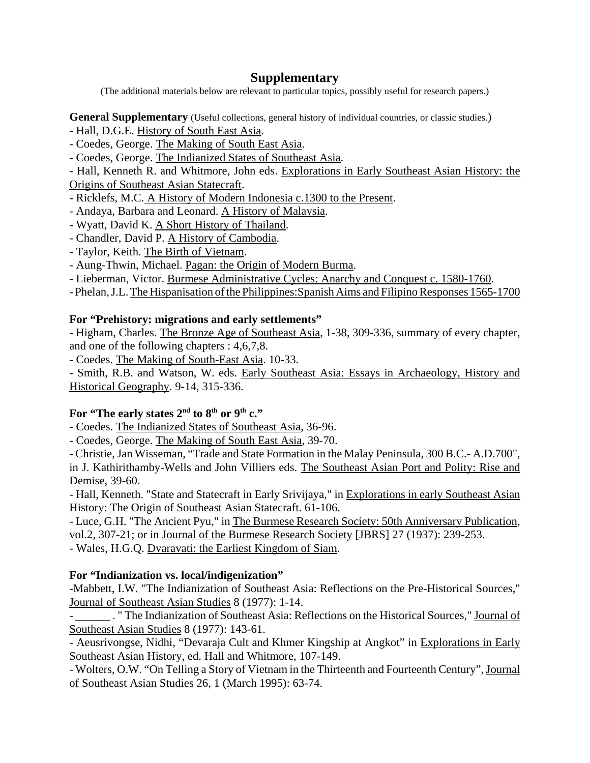# Supplementary

(The additional materials below are relevant to particular topics, possibly useful for research papers.)

**General Supplementary** (Useful collections, general history of individual countries, or classic studies.)

- Hall, D.G.E. History of South East Asia.
- Coedes, George. The Making of South East Asia.
- Coedes, George. The Indianized States of Southeast Asia.
- Hall, Kenneth R. and Whitmore, John eds. Explorations in Early Southeast Asian History: the Origins of Southeast Asian Statecraft.
- Ricklefs, M.C. A History of Modern Indonesia c.1300 to the Present.
- Andaya, Barbara and Leonard. A History of Malaysia.
- Wyatt, David K. A Short History of Thailand.
- Chandler, David P. A History of Cambodia.
- Taylor, Keith. The Birth of Vietnam.
- Aung-Thwin, Michael. Pagan: the Origin of Modern Burma.
- Lieberman, Victor. Burmese Administrative Cycles: Anarchy and Conquest c. 1580-1760.
- Phelan, J.L. The Hispanisation of the Philippines:Spanish Aims and Filipino Responses 1565-1700

**For "Prehistory: migrations and early settlements"**

- Higham, Charles. The Bronze Age of Southeast Asia, 1-38, 309-336, summary of every chapter, and one of the following chapters : 4,6,7,8.
- Coedes. The Making of South-East Asia. 10-33.
- Smith, R.B. and Watson, W. eds. Early Southeast Asia: Essays in Archaeology, History and Historical Geography. 9-14, 315-336.

**For "The early states 2nd to 8th or 9th c."**

- Coedes. The Indianized States of Southeast Asia, 36-96.
- Coedes, George. The Making of South East Asia, 39-70.
- Christie, Jan Wisseman, "Trade and State Formation in the Malay Peninsula, 300 B.C.- A.D.700", in J. Kathirithamby-Wells and John Villiers eds. The Southeast Asian Port and Polity: Rise and Demise, 39-60.
- Hall, Kenneth. "State and Statecraft in Early Srivijaya," in Explorations in early Southeast Asian History: The Origin of Southeast Asian Statecraft. 61-106.
- Luce, G.H. "The Ancient Pyu," in The Burmese Research Society: 50th Anniversary Publication, vol.2, 307-21; or in Journal of the Burmese Research Society [JBRS] 27 (1937): 239-253.
- Wales, H.G.Q. Dvaravati: the Earliest Kingdom of Siam.

**For "Indianization vs. local/indigenization"**

- Mabbett, I.W. "The Indianization of Southeast Asia: Reflections on the Pre-Historical Sources," Journal of Southeast Asian Studies 8 (1977): 1-14.
- ______ . " The Indianization of Southeast Asia: Reflections on the Historical Sources," Journal of Southeast Asian Studies 8 (1977): 143-61.
- Aeusrivongse, Nidhi, "Devaraja Cult and Khmer Kingship at Angkot" in Explorations in Early Southeast Asian History, ed. Hall and Whitmore, 107-149.
- Wolters, O.W. "On Telling a Story of Vietnam in the Thirteenth and Fourteenth Century", Journal of Southeast Asian Studies 26, 1 (March 1995): 63-74.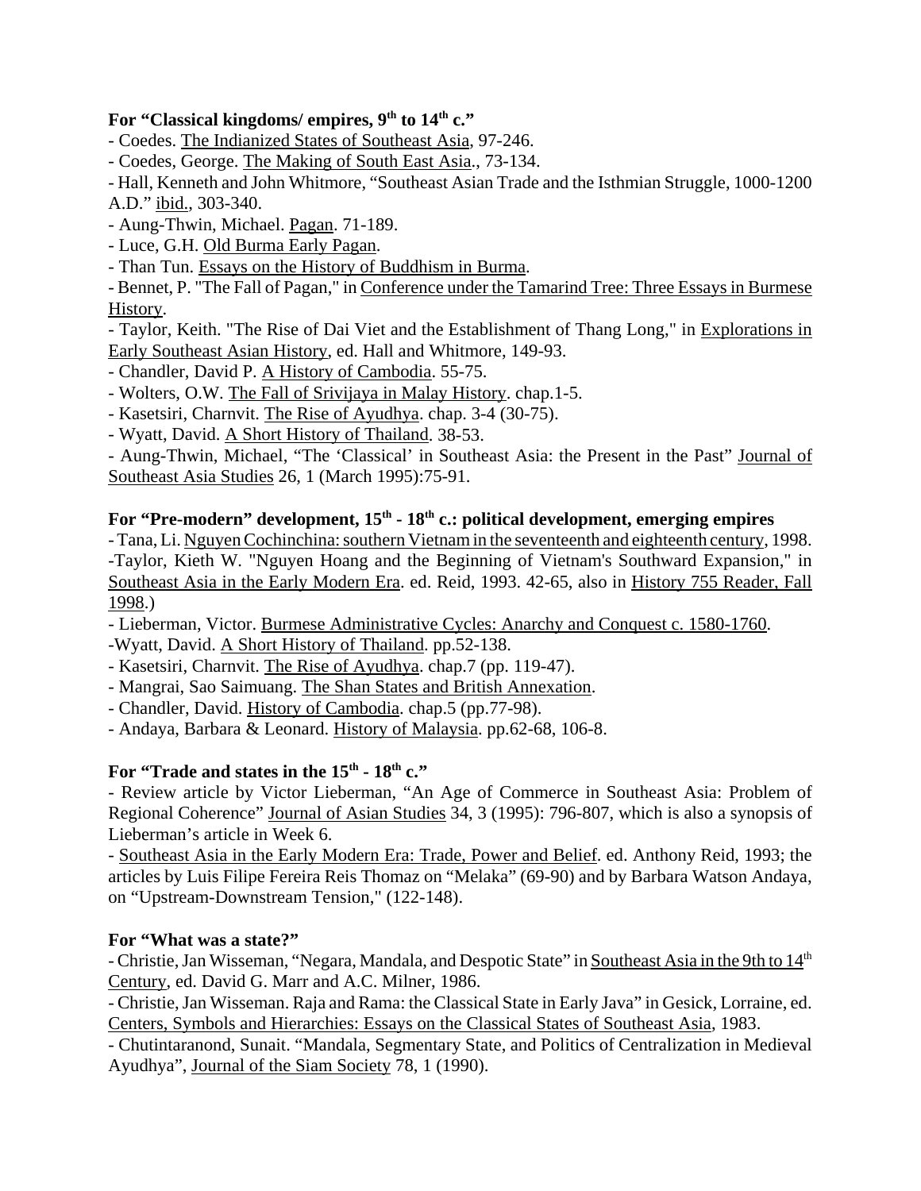**For "Classical kingdoms/ empires, 9th to 14th c."**

- Coedes. The Indianized States of Southeast Asia, 97-246.
- Coedes, George. The Making of South East Asia., 73-134.
- Hall, Kenneth and John Whitmore, "Southeast Asian Trade and the Isthmian Struggle, 1000-1200 A.D." ibid., 303-340.
- Aung-Thwin, Michael. Pagan. 71-189.
- Luce, G.H. Old Burma Early Pagan.
- Than Tun. Essays on the History of Buddhism in Burma.
- Bennet, P. "The Fall of Pagan," in Conference under the Tamarind Tree: Three Essays in Burmese History.
- Taylor, Keith. "The Rise of Dai Viet and the Establishment of Thang Long," in Explorations in Early Southeast Asian History, ed. Hall and Whitmore, 149-93.
- Chandler, David P. A History of Cambodia. 55-75.
- Wolters, O.W. The Fall of Srivijaya in Malay History. chap.1-5.
- Kasetsiri, Charnvit. The Rise of Ayudhya. chap. 3-4 (30-75).
- Wyatt, David. A Short History of Thailand. 38-53.
- Aung-Thwin, Michael, "The 'Classical' in Southeast Asia: the Present in the Past" Journal of Southeast Asia Studies 26, 1 (March 1995):75-91.

**For "Pre-modern" development, 15th - 18th c.: political development, emerging empires**

- Tana, Li. Nguyen Cochinchina: southern Vietnam in the seventeenth and eighteenth century, 1998.
- Taylor, Kieth W. "Nguyen Hoang and the Beginning of Vietnam's Southward Expansion," in Southeast Asia in the Early Modern Era. ed. Reid, 1993. 42-65, also in History 755 Reader, Fall 1998.)
- Lieberman, Victor. Burmese Administrative Cycles: Anarchy and Conquest c. 1580-1760.
- Wyatt, David. A Short History of Thailand. pp.52-138.
- Kasetsiri, Charnvit. The Rise of Ayudhya. chap.7 (pp. 119-47).
- Mangrai, Sao Saimuang. The Shan States and British Annexation.
- Chandler, David. History of Cambodia. chap.5 (pp.77-98).
- Andaya, Barbara & Leonard. History of Malaysia. pp.62-68, 106-8.

**For "Trade and states in the 15th - 18th c."**

- Review article by Victor Lieberman, "An Age of Commerce in Southeast Asia: Problem of Regional Coherence" Journal of Asian Studies 34, 3 (1995): 796-807, which is also a synopsis of Lieberman's article in Week 6.
- Southeast Asia in the Early Modern Era: Trade, Power and Belief. ed. Anthony Reid, 1993; the articles by Luis Filipe Fereira Reis Thomaz on "Melaka" (69-90) and by Barbara Watson Andaya, on "Upstream-Downstream Tension," (122-148).

**For "What was a state?"**

- Christie, Jan Wisseman, "Negara, Mandala, and Despotic State" in Southeast Asia in the 9th to 14th Century, ed. David G. Marr and A.C. Milner, 1986.
- Christie, Jan Wisseman. Raja and Rama: the Classical State in Early Java" in Gesick, Lorraine, ed. Centers, Symbols and Hierarchies: Essays on the Classical States of Southeast Asia, 1983.
- Chutintaranond, Sunait. "Mandala, Segmentary State, and Politics of Centralization in Medieval Ayudhya", Journal of the Siam Society 78, 1 (1990).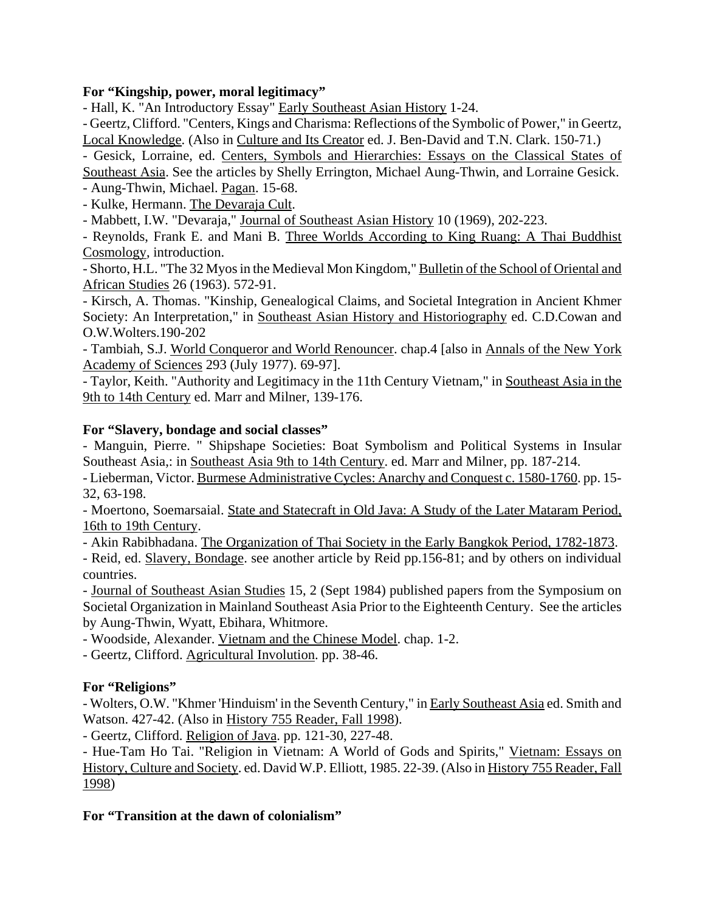**For "Kingship, power, moral legitimacy"**

- Hall, K. "An Introductory Essay" Early Southeast Asian History 1-24.
- Geertz, Clifford. "Centers, Kings and Charisma: Reflections of the Symbolic of Power," in Geertz, Local Knowledge. (Also in Culture and Its Creator ed. J. Ben-David and T.N. Clark. 150-71.)
- Gesick, Lorraine, ed. Centers, Symbols and Hierarchies: Essays on the Classical States of Southeast Asia. See the articles by Shelly Errington, Michael Aung-Thwin, and Lorraine Gesick.
- Aung-Thwin, Michael. Pagan. 15-68.
- Kulke, Hermann. The Devaraja Cult.
- Mabbett, I.W. "Devaraja," Journal of Southeast Asian History 10 (1969), 202-223.
- Reynolds, Frank E. and Mani B. Three Worlds According to King Ruang: A Thai Buddhist Cosmology, introduction.
- Shorto, H.L. "The 32 Myos in the Medieval Mon Kingdom," Bulletin of the School of Oriental and African Studies 26 (1963). 572-91.
- Kirsch, A. Thomas. "Kinship, Genealogical Claims, and Societal Integration in Ancient Khmer Society: An Interpretation," in Southeast Asian History and Historiography ed. C.D.Cowan and O.W.Wolters.190-202
- Tambiah, S.J. World Conqueror and World Renouncer. chap.4 [also in Annals of the New York Academy of Sciences 293 (July 1977). 69-97].
- Taylor, Keith. "Authority and Legitimacy in the 11th Century Vietnam," in Southeast Asia in the 9th to 14th Century ed. Marr and Milner, 139-176.

**For "Slavery, bondage and social classes"**

- Manguin, Pierre. " Shipshape Societies: Boat Symbolism and Political Systems in Insular Southeast Asia,: in Southeast Asia 9th to 14th Century. ed. Marr and Milner, pp. 187-214.
- Lieberman, Victor. Burmese Administrative Cycles: Anarchy and Conquest c. 1580-1760. pp. 15-32, 63-198.
- Moertono, Soemarsaial. State and Statecraft in Old Java: A Study of the Later Mataram Period, 16th to 19th Century.
- Akin Rabibhadana. The Organization of Thai Society in the Early Bangkok Period, 1782-1873.
- Reid, ed. Slavery, Bondage. see another article by Reid pp.156-81; and by others on individual countries.
- Journal of Southeast Asian Studies 15, 2 (Sept 1984) published papers from the Symposium on Societal Organization in Mainland Southeast Asia Prior to the Eighteenth Century. See the articles by Aung-Thwin, Wyatt, Ebihara, Whitmore.
- Woodside, Alexander. Vietnam and the Chinese Model. chap. 1-2.
- Geertz, Clifford. Agricultural Involution. pp. 38-46.

**For "Religions"**

- Wolters, O.W. "Khmer 'Hinduism' in the Seventh Century," in Early Southeast Asia ed. Smith and Watson. 427-42. (Also in History 755 Reader, Fall 1998).
- Geertz, Clifford. Religion of Java. pp. 121-30, 227-48.
- Hue-Tam Ho Tai. "Religion in Vietnam: A World of Gods and Spirits," Vietnam: Essays on History, Culture and Society. ed. David W.P. Elliott, 1985. 22-39. (Also in History 755 Reader, Fall 1998)

**For "Transition at the dawn of colonialism"**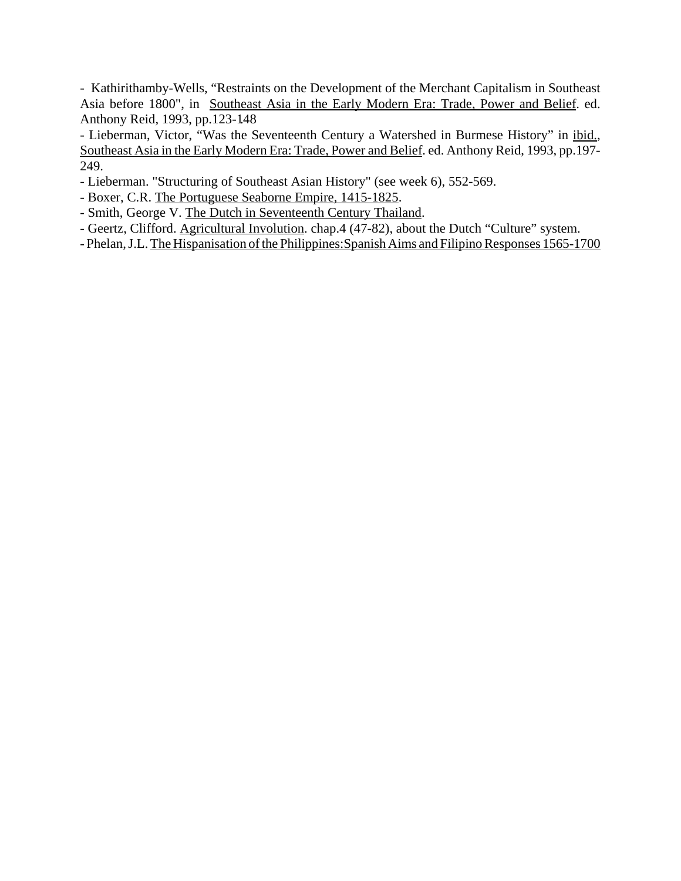- Kathirithamby-Wells, “Restraints on the Development of the Merchant Capitalism in Southeast Asia before 1800", in Southeast Asia in the Early Modern Era: Trade, Power and Belief. ed. Anthony Reid, 1993, pp.123-148
- Lieberman, Victor, “Was the Seventeenth Century a Watershed in Burmese History” in ibid., Southeast Asia in the Early Modern Era: Trade, Power and Belief. ed. Anthony Reid, 1993, pp.197-249.
- Lieberman. "Structuring of Southeast Asian History" (see week 6), 552-569.
- Boxer, C.R. The Portuguese Seaborne Empire, 1415-1825.
- Smith, George V. The Dutch in Seventeenth Century Thailand.
- Geertz, Clifford. Agricultural Involution. chap.4 (47-82), about the Dutch “Culture” system.
- Phelan, J.L. The Hispanisation of the Philippines:Spanish Aims and Filipino Responses 1565-1700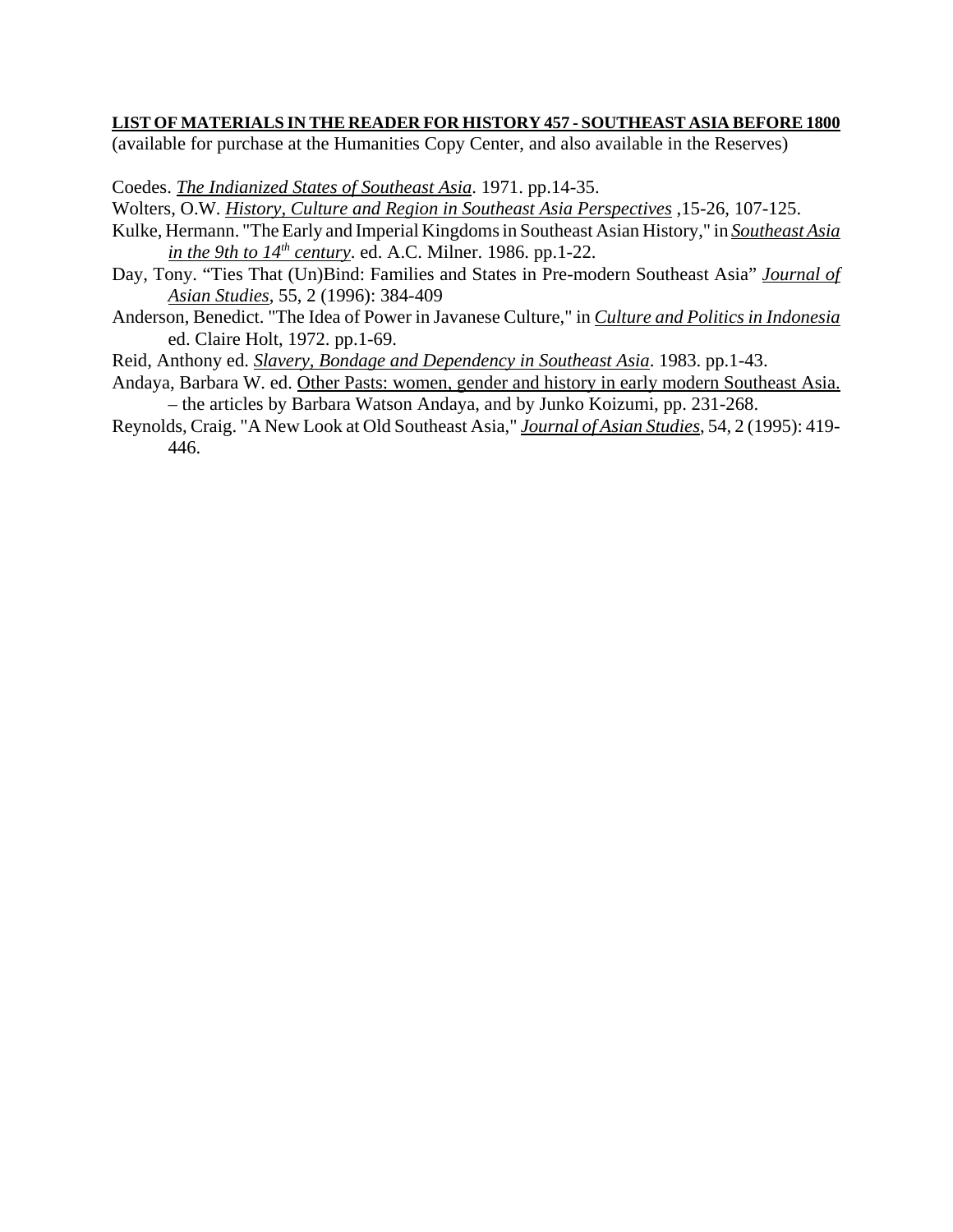**LIST OF MATERIALS IN THE READER FOR HISTORY 457 - SOUTHEAST ASIA BEFORE 1800**
(available for purchase at the Humanities Copy Center, and also available in the Reserves)

Coedes. *The Indianized States of Southeast Asia*. 1971. pp.14-35.

Wolters, O.W. *History, Culture and Region in Southeast Asia Perspectives* ,15-26, 107-125.

Kulke, Hermann. "The Early and Imperial Kingdoms in Southeast Asian History," in *Southeast Asia in the 9th to 14th century*. ed. A.C. Milner. 1986. pp.1-22.

Day, Tony. "Ties That (Un)Bind: Families and States in Pre-modern Southeast Asia" *Journal of Asian Studies*, 55, 2 (1996): 384-409

Anderson, Benedict. "The Idea of Power in Javanese Culture," in *Culture and Politics in Indonesia* ed. Claire Holt, 1972. pp.1-69.

Reid, Anthony ed. *Slavery, Bondage and Dependency in Southeast Asia*. 1983. pp.1-43.

Andaya, Barbara W. ed. Other Pasts: women, gender and history in early modern Southeast Asia. – the articles by Barbara Watson Andaya, and by Junko Koizumi, pp. 231-268.

Reynolds, Craig. "A New Look at Old Southeast Asia," *Journal of Asian Studies*, 54, 2 (1995): 419-446.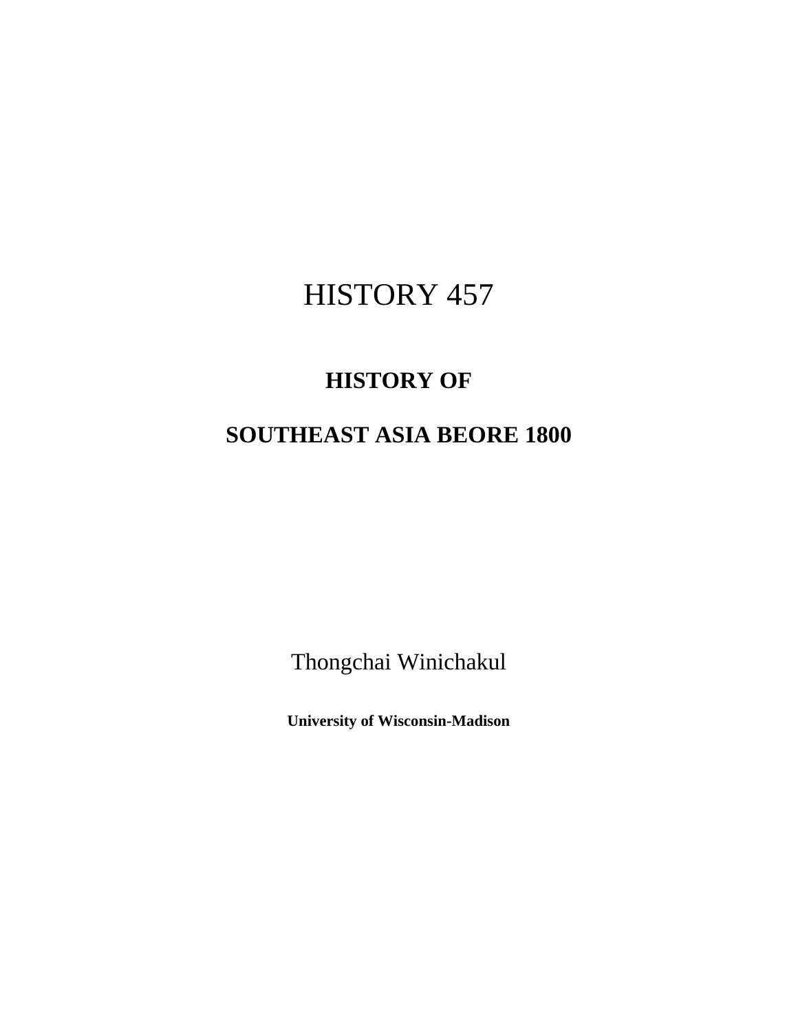# HISTORY 457

## HISTORY OF

## SOUTHEAST ASIA BEORE 1800

Thongchai Winichakul

**University of Wisconsin-Madison**